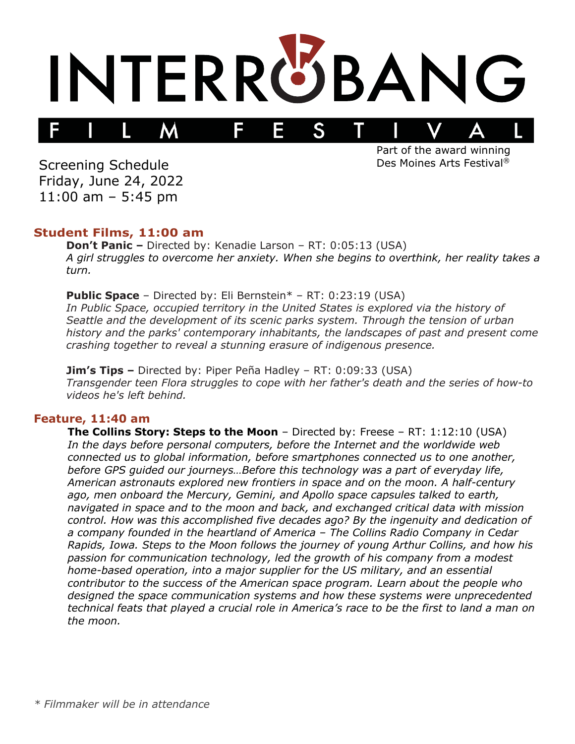# INTERROBANG

FILM FESTIVAL

Part of the award winning Des Moines Arts Festival®

Screening Schedule
Friday, June 24, 2022
11:00 am – 5:45 pm

## Student Films, 11:00 am

**Don't Panic –** Directed by: Kenadie Larson – RT: 0:05:13 (USA)
*A girl struggles to overcome her anxiety. When she begins to overthink, her reality takes a turn.*

**Public Space** – Directed by: Eli Bernstein* – RT: 0:23:19 (USA)
*In Public Space, occupied territory in the United States is explored via the history of Seattle and the development of its scenic parks system. Through the tension of urban history and the parks' contemporary inhabitants, the landscapes of past and present come crashing together to reveal a stunning erasure of indigenous presence.*

**Jim's Tips –** Directed by: Piper Peña Hadley – RT: 0:09:33 (USA)
*Transgender teen Flora struggles to cope with her father's death and the series of how-to videos he's left behind.*

## Feature, 11:40 am

**The Collins Story: Steps to the Moon** – Directed by: Freese – RT: 1:12:10 (USA)
*In the days before personal computers, before the Internet and the worldwide web connected us to global information, before smartphones connected us to one another, before GPS guided our journeys…Before this technology was a part of everyday life, American astronauts explored new frontiers in space and on the moon. A half-century ago, men onboard the Mercury, Gemini, and Apollo space capsules talked to earth, navigated in space and to the moon and back, and exchanged critical data with mission control. How was this accomplished five decades ago? By the ingenuity and dedication of a company founded in the heartland of America – The Collins Radio Company in Cedar Rapids, Iowa. Steps to the Moon follows the journey of young Arthur Collins, and how his passion for communication technology, led the growth of his company from a modest home-based operation, into a major supplier for the US military, and an essential contributor to the success of the American space program. Learn about the people who designed the space communication systems and how these systems were unprecedented technical feats that played a crucial role in America's race to be the first to land a man on the moon.*

*\* Filmmaker will be in attendance*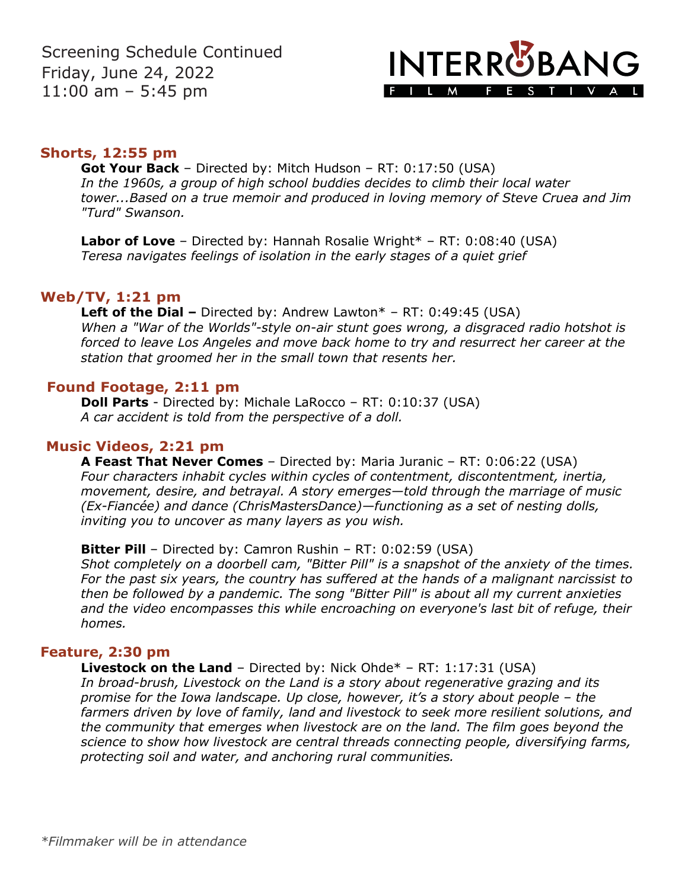Screening Schedule Continued
Friday, June 24, 2022
11:00 am – 5:45 pm

INTERROBANG FILM FESTIVAL

## Shorts, 12:55 pm

**Got Your Back** – Directed by: Mitch Hudson – RT: 0:17:50 (USA)
*In the 1960s, a group of high school buddies decides to climb their local water tower...Based on a true memoir and produced in loving memory of Steve Cruea and Jim "Turd" Swanson.*

**Labor of Love** – Directed by: Hannah Rosalie Wright* – RT: 0:08:40 (USA)
*Teresa navigates feelings of isolation in the early stages of a quiet grief*

## Web/TV, 1:21 pm

**Left of the Dial –** Directed by: Andrew Lawton* – RT: 0:49:45 (USA)
*When a "War of the Worlds"-style on-air stunt goes wrong, a disgraced radio hotshot is forced to leave Los Angeles and move back home to try and resurrect her career at the station that groomed her in the small town that resents her.*

## Found Footage, 2:11 pm

**Doll Parts** - Directed by: Michale LaRocco – RT: 0:10:37 (USA)
*A car accident is told from the perspective of a doll.*

## Music Videos, 2:21 pm

**A Feast That Never Comes** – Directed by: Maria Juranic – RT: 0:06:22 (USA)
*Four characters inhabit cycles within cycles of contentment, discontentment, inertia, movement, desire, and betrayal. A story emerges—told through the marriage of music (Ex-Fiancée) and dance (ChrisMastersDance)—functioning as a set of nesting dolls, inviting you to uncover as many layers as you wish.*

**Bitter Pill** – Directed by: Camron Rushin – RT: 0:02:59 (USA)
*Shot completely on a doorbell cam, "Bitter Pill" is a snapshot of the anxiety of the times. For the past six years, the country has suffered at the hands of a malignant narcissist to then be followed by a pandemic. The song "Bitter Pill" is about all my current anxieties and the video encompasses this while encroaching on everyone's last bit of refuge, their homes.*

## Feature, 2:30 pm

**Livestock on the Land** – Directed by: Nick Ohde* – RT: 1:17:31 (USA)
*In broad-brush, Livestock on the Land is a story about regenerative grazing and its promise for the Iowa landscape. Up close, however, it's a story about people – the farmers driven by love of family, land and livestock to seek more resilient solutions, and the community that emerges when livestock are on the land. The film goes beyond the science to show how livestock are central threads connecting people, diversifying farms, protecting soil and water, and anchoring rural communities.*

*\*Filmmaker will be in attendance*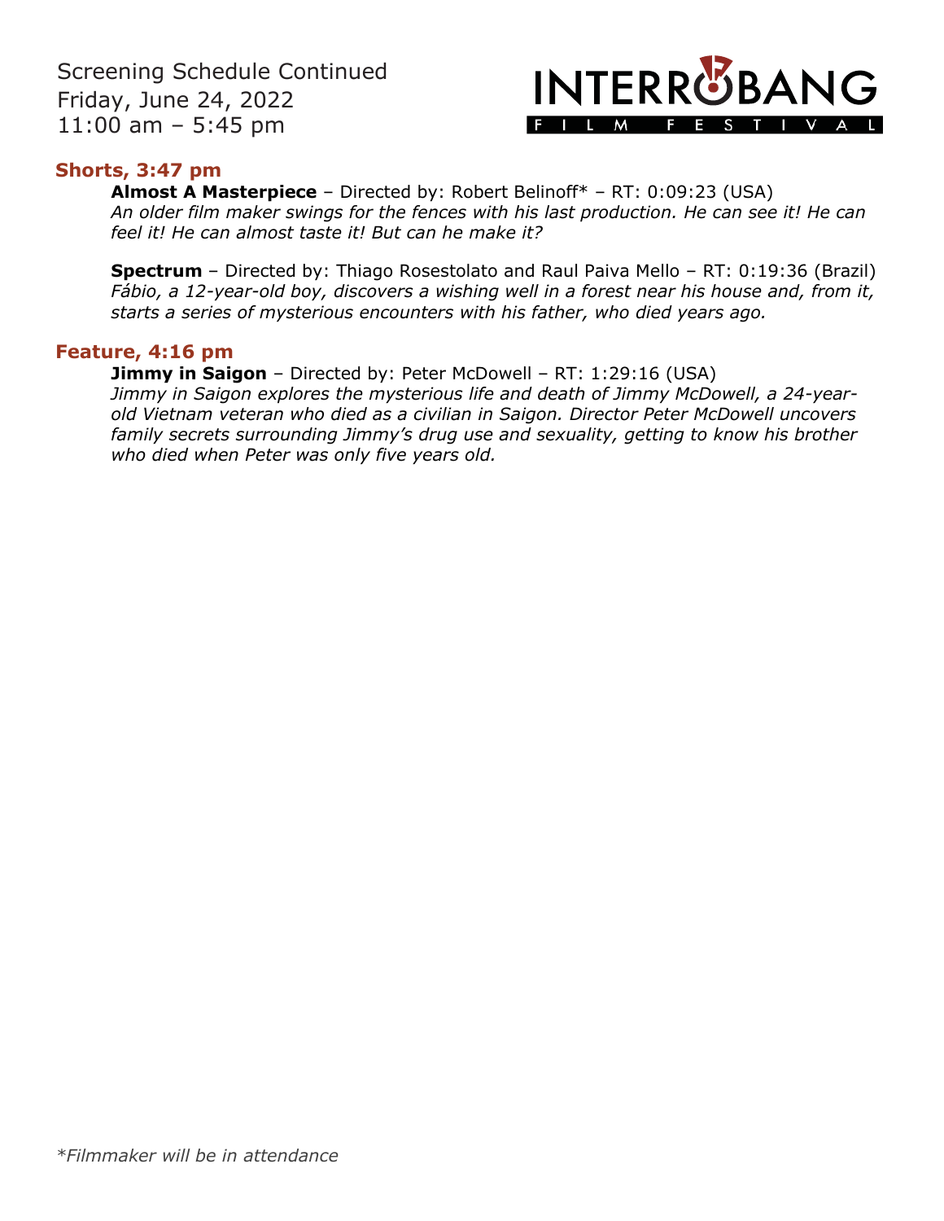Screening Schedule Continued
Friday, June 24, 2022
11:00 am – 5:45 pm

INTERROBANG FILM FESTIVAL

## Shorts, 3:47 pm

**Almost A Masterpiece** – Directed by: Robert Belinoff* – RT: 0:09:23 (USA)
*An older film maker swings for the fences with his last production. He can see it! He can feel it! He can almost taste it! But can he make it?*

**Spectrum** – Directed by: Thiago Rosestolato and Raul Paiva Mello – RT: 0:19:36 (Brazil)
*Fábio, a 12-year-old boy, discovers a wishing well in a forest near his house and, from it, starts a series of mysterious encounters with his father, who died years ago.*

## Feature, 4:16 pm

**Jimmy in Saigon** – Directed by: Peter McDowell – RT: 1:29:16 (USA)
*Jimmy in Saigon explores the mysterious life and death of Jimmy McDowell, a 24-year-old Vietnam veteran who died as a civilian in Saigon. Director Peter McDowell uncovers family secrets surrounding Jimmy's drug use and sexuality, getting to know his brother who died when Peter was only five years old.*

*\*Filmmaker will be in attendance*